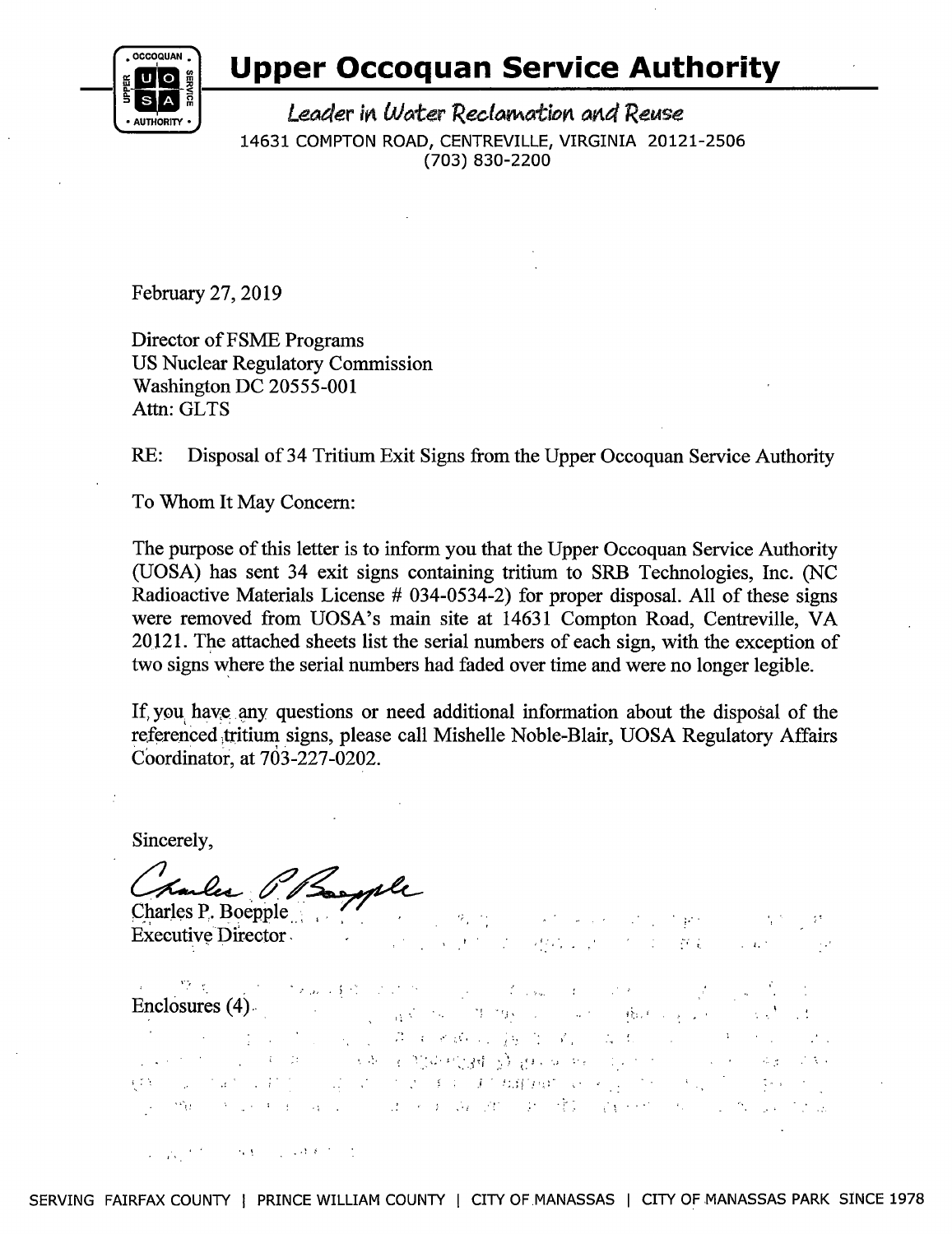# Upper Occoquan Service Authority

*Leader in Water Reclamation and Reuse*

14631 COMPTON ROAD, CENTREVILLE, VIRGINIA 20121-2506
(703) 830-2200

February 27, 2019

Director of FSME Programs
US Nuclear Regulatory Commission
Washington DC 20555-001
Attn: GLTS

RE: Disposal of 34 Tritium Exit Signs from the Upper Occoquan Service Authority

To Whom It May Concern:

The purpose of this letter is to inform you that the Upper Occoquan Service Authority (UOSA) has sent 34 exit signs containing tritium to SRB Technologies, Inc. (NC Radioactive Materials License # 034-0534-2) for proper disposal. All of these signs were removed from UOSA's main site at 14631 Compton Road, Centreville, VA 20121. The attached sheets list the serial numbers of each sign, with the exception of two signs where the serial numbers had faded over time and were no longer legible.

If you have any questions or need additional information about the disposal of the referenced tritium signs, please call Mishelle Noble-Blair, UOSA Regulatory Affairs Coordinator, at 703-227-0202.

Sincerely,

Charles P. Boepple
Executive Director

Enclosures (4)

SERVING FAIRFAX COUNTY | PRINCE WILLIAM COUNTY | CITY OF MANASSAS | CITY OF MANASSAS PARK SINCE 1978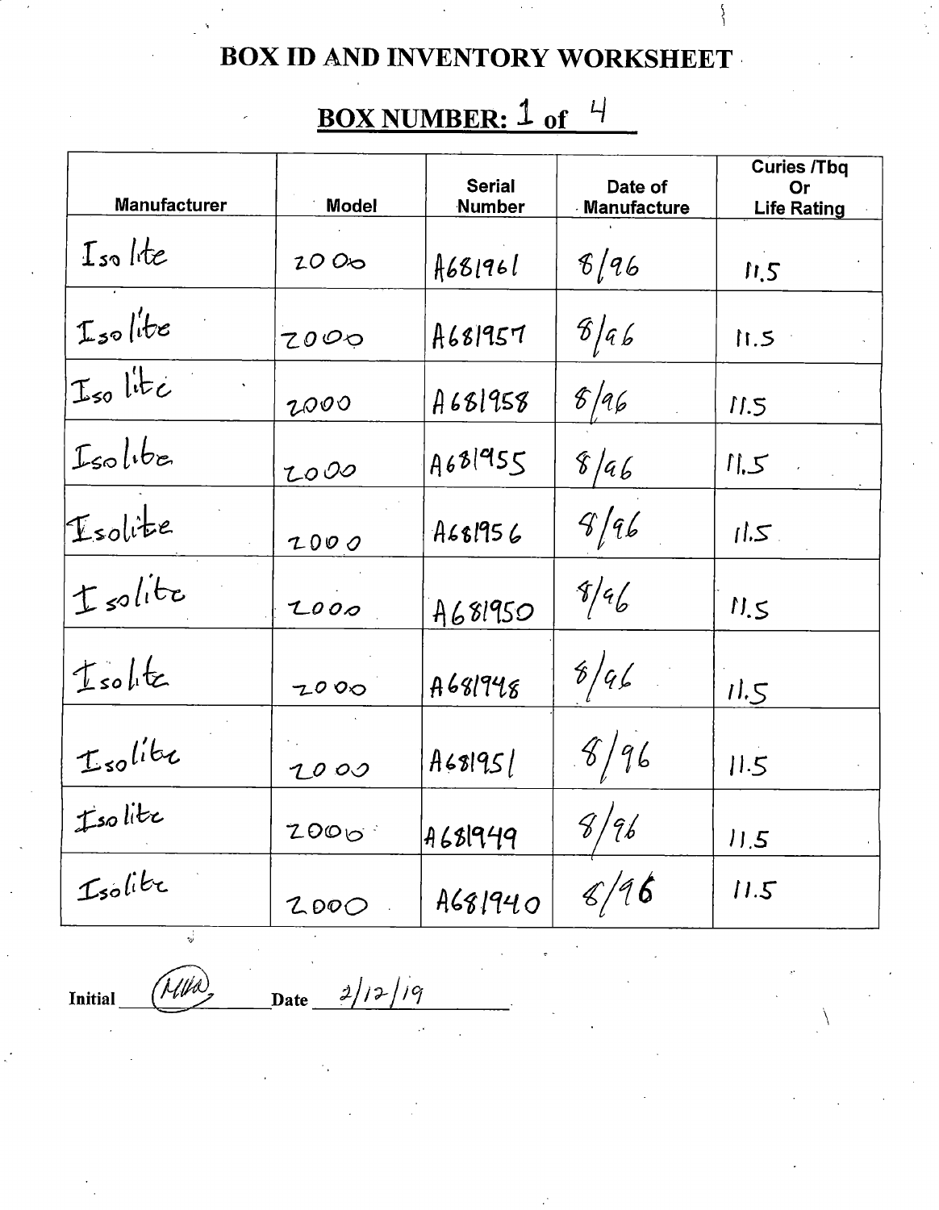# BOX ID AND INVENTORY WORKSHEET

## BOX NUMBER: 1 of 4

| Manufacturer | Model | Serial Number | Date of Manufacture | Curies /Tbq Or Life Rating |
|---|---|---|---|---|
| Isolite | 2000 | A681961 | 8/96 | 11.5 |
| Isolite | 2000 | A681957 | 8/96 | 11.5 |
| Isolite | 2000 | A681958 | 8/96 | 11.5 |
| Isolite | 2000 | A681955 | 8/96 | 11.5 |
| Isolite | 2000 | A681956 | 8/96 | 11.5 |
| Isolite | 2000 | A681950 | 8/96 | 11.5 |
| Isolite | 2000 | A681948 | 8/96 | 11.5 |
| Isolite | 2000 | A681951 | 8/96 | 11.5 |
| Isolite | 2000 | A681949 | 8/96 | 11.5 |
| Isolite | 2000 | A681940 | 8/96 | 11.5 |

Initial (MWA) Date 2/12/19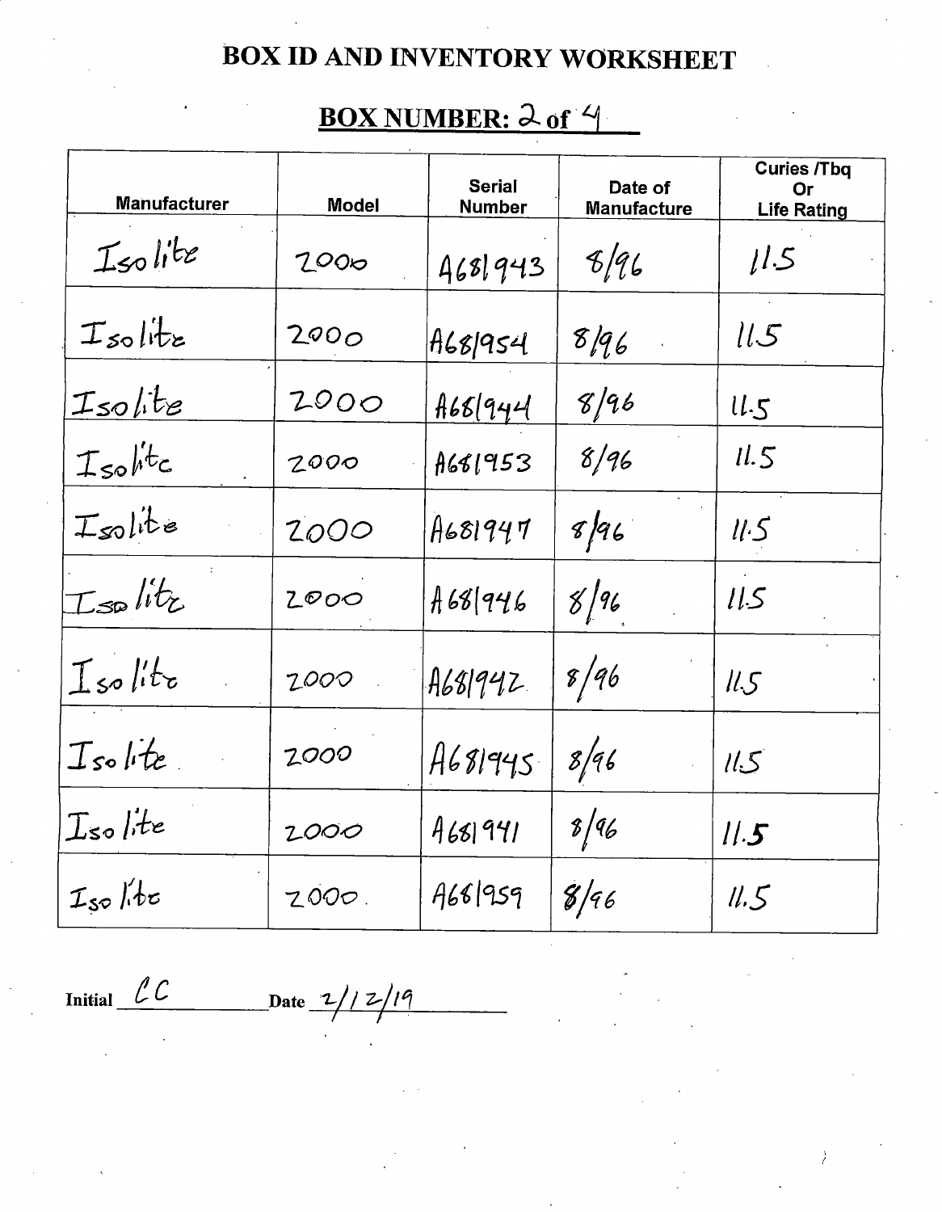# BOX ID AND INVENTORY WORKSHEET

## BOX NUMBER: 2 of 4

| Manufacturer | Model | Serial Number | Date of Manufacture | Curies /Tbq Or Life Rating |
|---|---|---|---|---|
| Isolite | 2000 | A681943 | 8/96 | 11.5 |
| Isolite | 2000 | A681954 | 8/96 | 11.5 |
| Isolite | 2000 | A681944 | 8/96 | 11.5 |
| Isolite | 2000 | A681953 | 8/96 | 11.5 |
| Isolite | 2000 | A681947 | 8/96 | 11.5 |
| Isolite | 2000 | A681946 | 8/96 | 11.5 |
| Isolite | 2000 | A681942 | 8/96 | 11.5 |
| Isolite | 2000 | A681945 | 8/96 | 11.5 |
| Isolite | 2000 | A681941 | 8/96 | 11.5 |
| Isolite | 2000 | A681959 | 8/96 | 11.5 |

Initial CC Date 2/12/19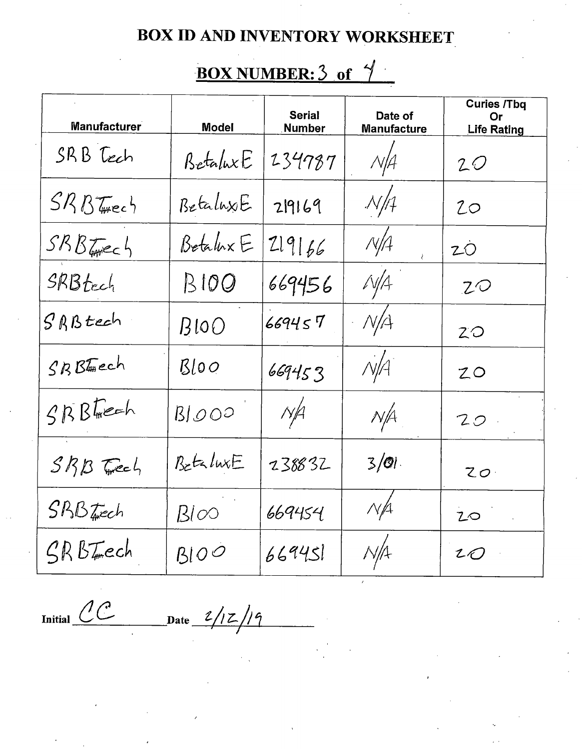# BOX ID AND INVENTORY WORKSHEET

## BOX NUMBER: 3 of 4

| Manufacturer | Model | Serial Number | Date of Manufacture | Curies /Tbq Or Life Rating |
|---|---|---|---|---|
| SRB Tech | BetaluxE | 234787 | N/A | 20 |
| SRBTech | BetaluxE | 219169 | N/A | 20 |
| SRBTech | BetaluxE | 219166 | N/A | 20 |
| SRBtech | B100 | 669456 | N/A | 20 |
| SRBtech | B100 | 669457 | N/A | 20 |
| SRBTech | B100 | 669453 | N/A | 20 |
| SRBTech | B1000 | N/A | N/A | 20 |
| SRB Tech | BetaluxE | 238832 | 3/01 | 20 |
| SRBTech | B100 | 669454 | N/A | 20 |
| SRBTech | B100 | 669451 | N/A | 20 |

Initial CC Date 2/12/19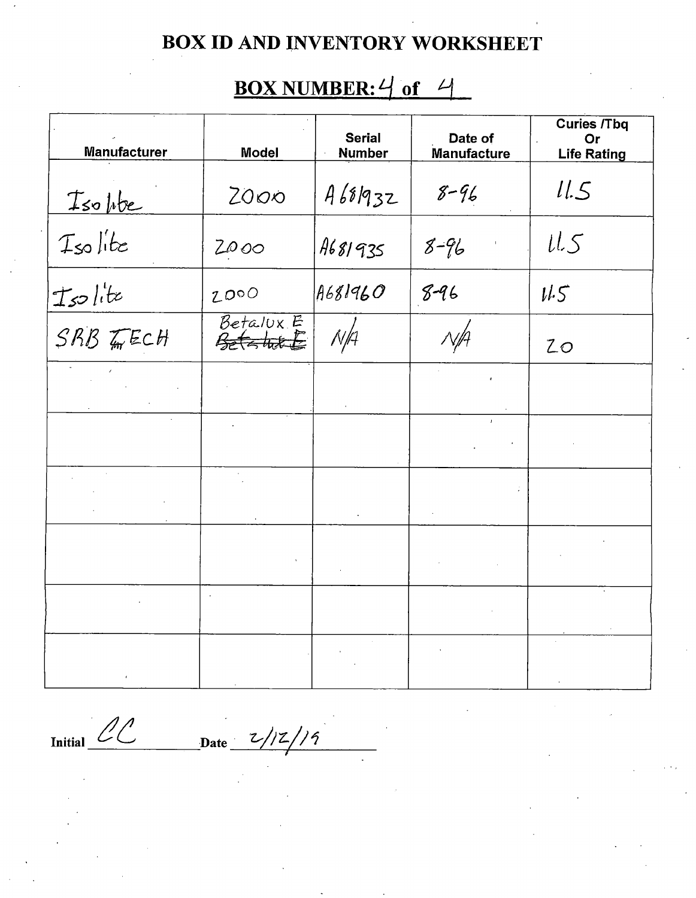# BOX ID AND INVENTORY WORKSHEET

## BOX NUMBER: 4 of 4

| Manufacturer | Model | Serial Number | Date of Manufacture | Curies /Tbq Or Life Rating |
|---|---|---|---|---|
| Isolite | 2000 | A681932 | 8-96 | 11.5 |
| Isolite | 2000 | A681935 | 8-96 | 11.5 |
| Isolite | 2000 | A681960 | 8-96 | 11.5 |
| SRB TECH | Betalux E ~~Betalux E~~ | N/A | N/A | 20 |
| | | | | |
| | | | | |
| | | | | |
| | | | | |
| | | | | |
| | | | | |

Initial CC Date 2/12/19